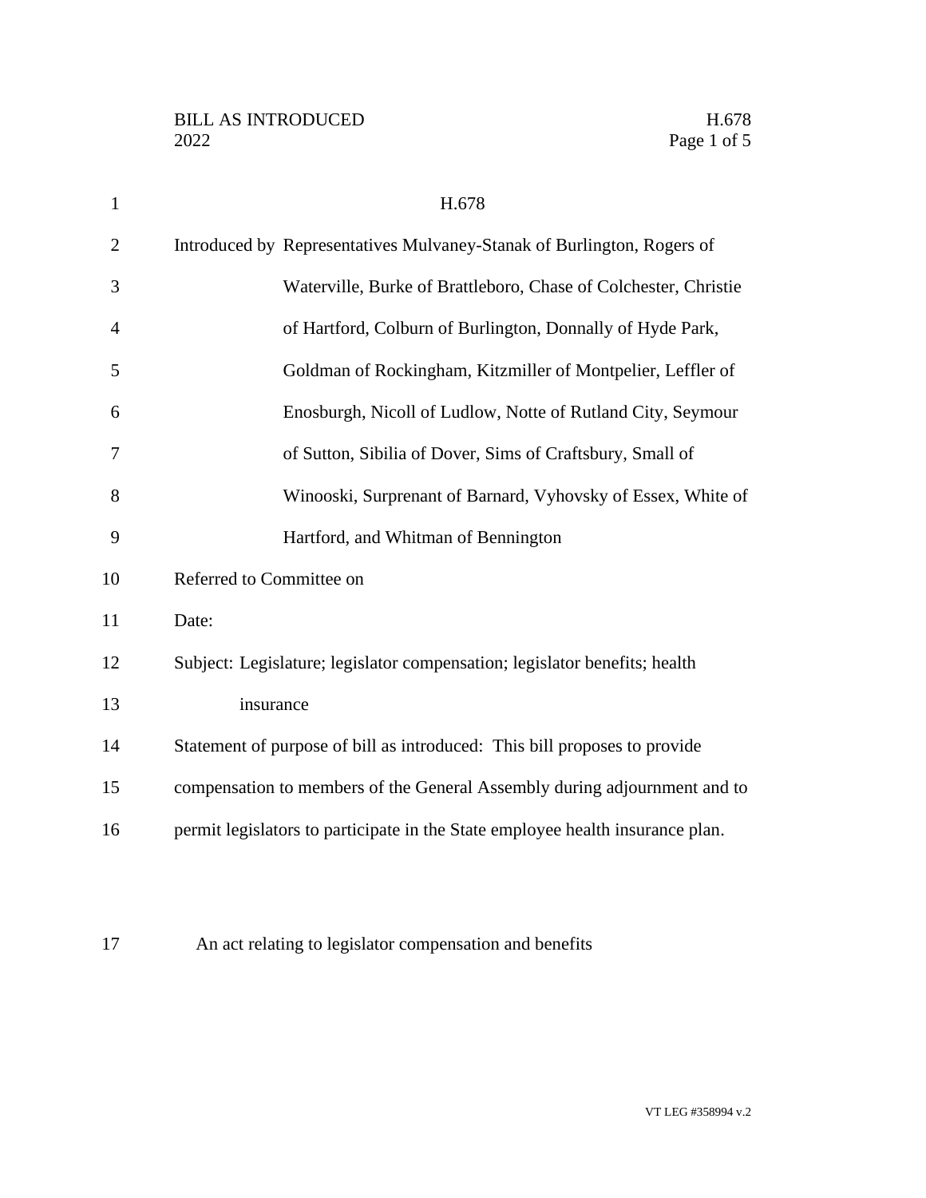BILL AS INTRODUCED H.678
2022

# H.678

Introduced by Representatives Mulvaney-Stanak of Burlington, Rogers of Waterville, Burke of Brattleboro, Chase of Colchester, Christie of Hartford, Colburn of Burlington, Donnally of Hyde Park, Goldman of Rockingham, Kitzmiller of Montpelier, Leffler of Enosburgh, Nicoll of Ludlow, Notte of Rutland City, Seymour of Sutton, Sibilia of Dover, Sims of Craftsbury, Small of Winooski, Surprenant of Barnard, Vyhovsky of Essex, White of Hartford, and Whitman of Bennington

Referred to Committee on

Date:

Subject: Legislature; legislator compensation; legislator benefits; health insurance

Statement of purpose of bill as introduced: This bill proposes to provide compensation to members of the General Assembly during adjournment and to permit legislators to participate in the State employee health insurance plan.

An act relating to legislator compensation and benefits

VT LEG #358994 v.2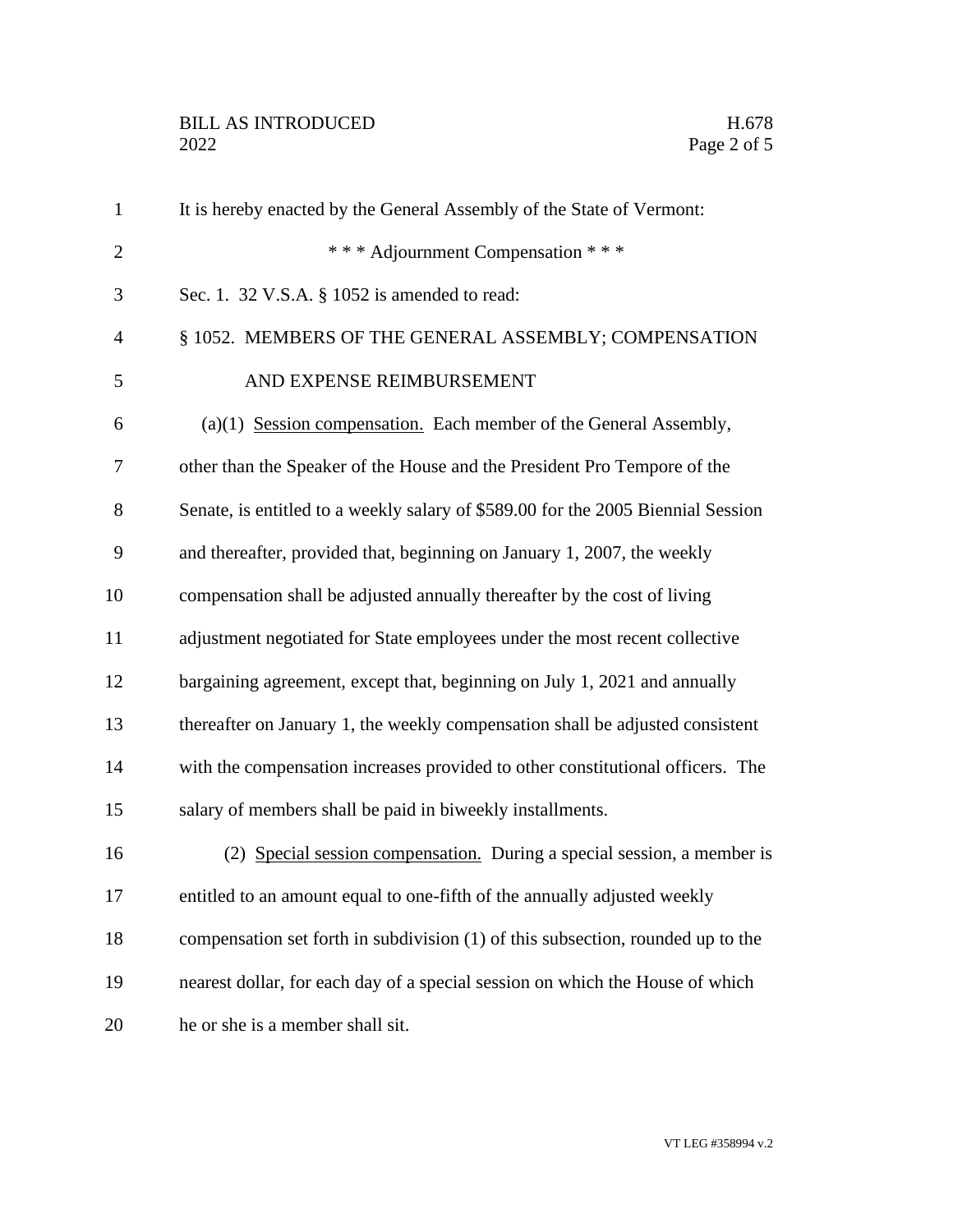It is hereby enacted by the General Assembly of the State of Vermont:

\* \* \* Adjournment Compensation \* \* \*

Sec. 1. 32 V.S.A. § 1052 is amended to read:

§ 1052. MEMBERS OF THE GENERAL ASSEMBLY; COMPENSATION AND EXPENSE REIMBURSEMENT

(a)(1) <u>Session compensation.</u> Each member of the General Assembly, other than the Speaker of the House and the President Pro Tempore of the Senate, is entitled to a weekly salary of $589.00 for the 2005 Biennial Session and thereafter, provided that, beginning on January 1, 2007, the weekly compensation shall be adjusted annually thereafter by the cost of living adjustment negotiated for State employees under the most recent collective bargaining agreement, except that, beginning on July 1, 2021 and annually thereafter on January 1, the weekly compensation shall be adjusted consistent with the compensation increases provided to other constitutional officers. The salary of members shall be paid in biweekly installments.

(2) <u>Special session compensation.</u> During a special session, a member is entitled to an amount equal to one-fifth of the annually adjusted weekly compensation set forth in subdivision (1) of this subsection, rounded up to the nearest dollar, for each day of a special session on which the House of which he or she is a member shall sit.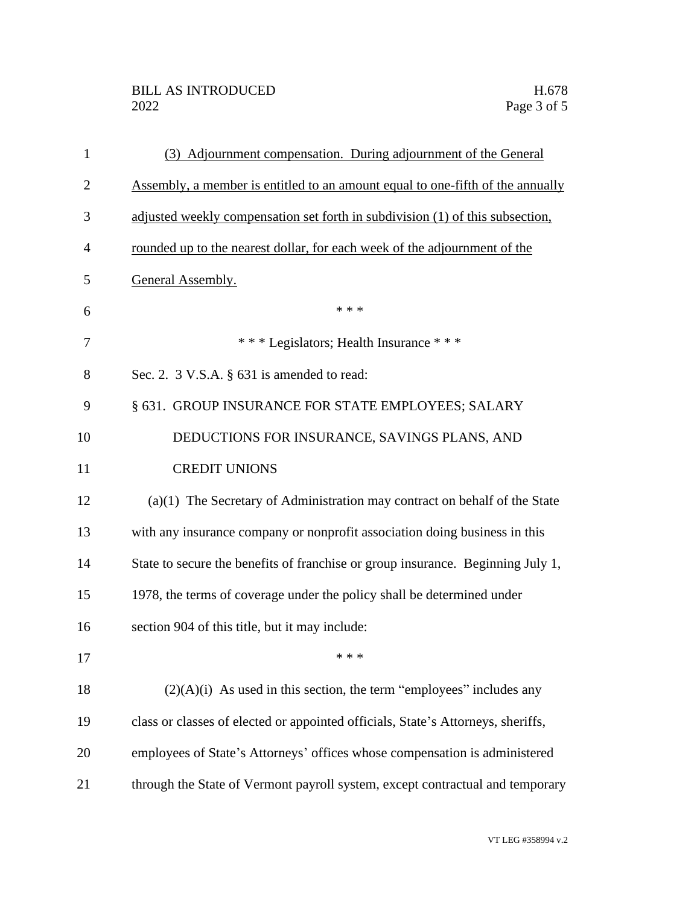(3) Adjournment compensation. During adjournment of the General Assembly, a member is entitled to an amount equal to one-fifth of the annually adjusted weekly compensation set forth in subdivision (1) of this subsection, rounded up to the nearest dollar, for each week of the adjournment of the General Assembly.

\* \* \*

\* \* \* Legislators; Health Insurance \* \* \*

Sec. 2. 3 V.S.A. § 631 is amended to read:

§ 631. GROUP INSURANCE FOR STATE EMPLOYEES; SALARY DEDUCTIONS FOR INSURANCE, SAVINGS PLANS, AND CREDIT UNIONS

(a)(1) The Secretary of Administration may contract on behalf of the State with any insurance company or nonprofit association doing business in this State to secure the benefits of franchise or group insurance. Beginning July 1, 1978, the terms of coverage under the policy shall be determined under section 904 of this title, but it may include:

\* \* \*

(2)(A)(i) As used in this section, the term "employees" includes any class or classes of elected or appointed officials, State's Attorneys, sheriffs, employees of State's Attorneys' offices whose compensation is administered through the State of Vermont payroll system, except contractual and temporary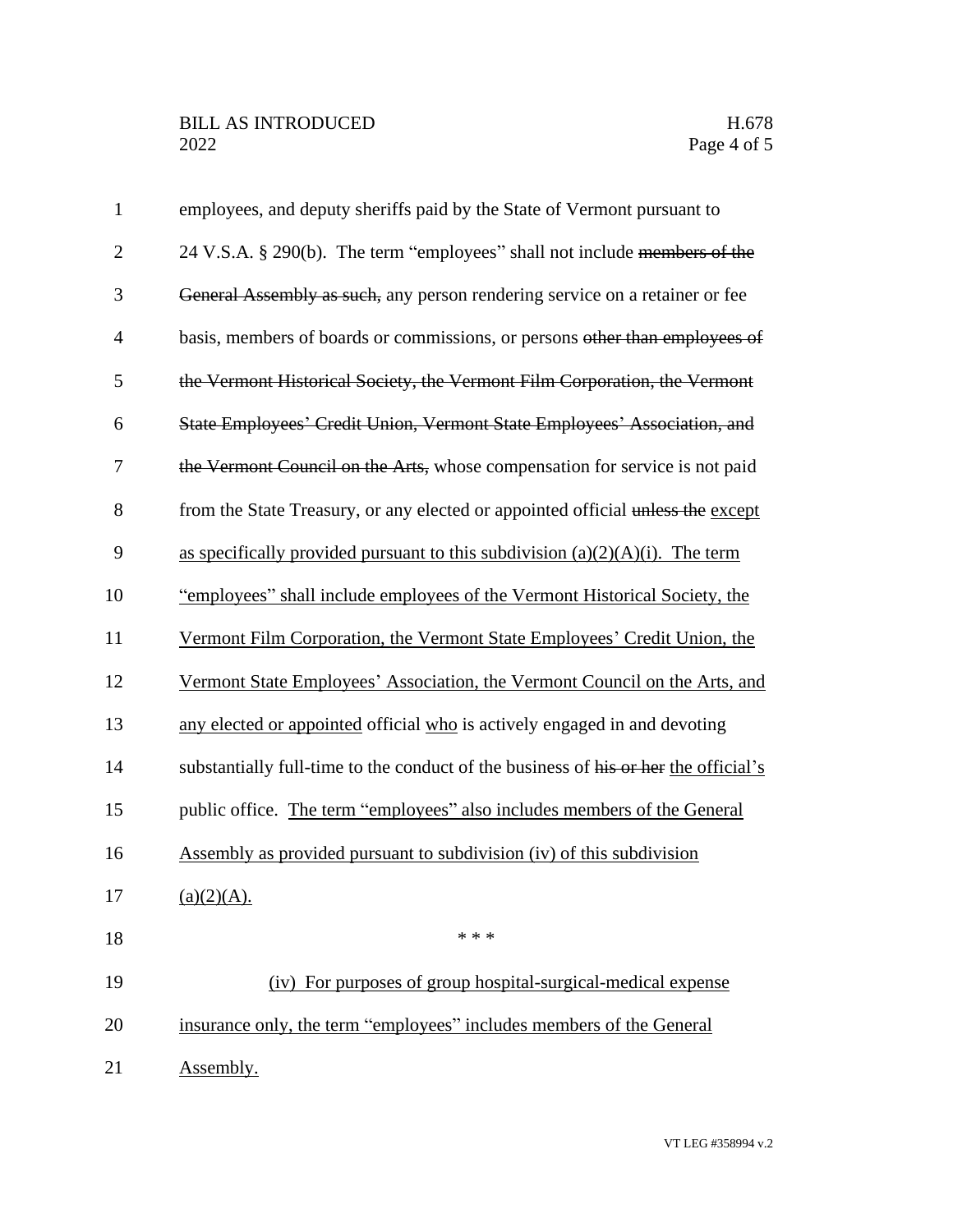employees, and deputy sheriffs paid by the State of Vermont pursuant to 24 V.S.A. § 290(b). The term "employees" shall not include ~~members of the General Assembly as such,~~ any person rendering service on a retainer or fee basis, members of boards or commissions, or persons ~~other than employees of the Vermont Historical Society, the Vermont Film Corporation, the Vermont State Employees' Credit Union, Vermont State Employees' Association, and the Vermont Council on the Arts,~~ whose compensation for service is not paid from the State Treasury, or any elected or appointed official ~~unless the~~ <u>except as specifically provided pursuant to this subdivision (a)(2)(A)(i). The term "employees" shall include employees of the Vermont Historical Society, the Vermont Film Corporation, the Vermont State Employees' Credit Union, the Vermont State Employees' Association, the Vermont Council on the Arts, and any elected or appointed</u> official <u>who</u> is actively engaged in and devoting substantially full-time to the conduct of the business of ~~his or her~~ <u>the official's</u> public office. <u>The term "employees" also includes members of the General Assembly as provided pursuant to subdivision (iv) of this subdivision (a)(2)(A).</u>

\* \* \*

<u>(iv) For purposes of group hospital-surgical-medical expense insurance only, the term "employees" includes members of the General Assembly.</u>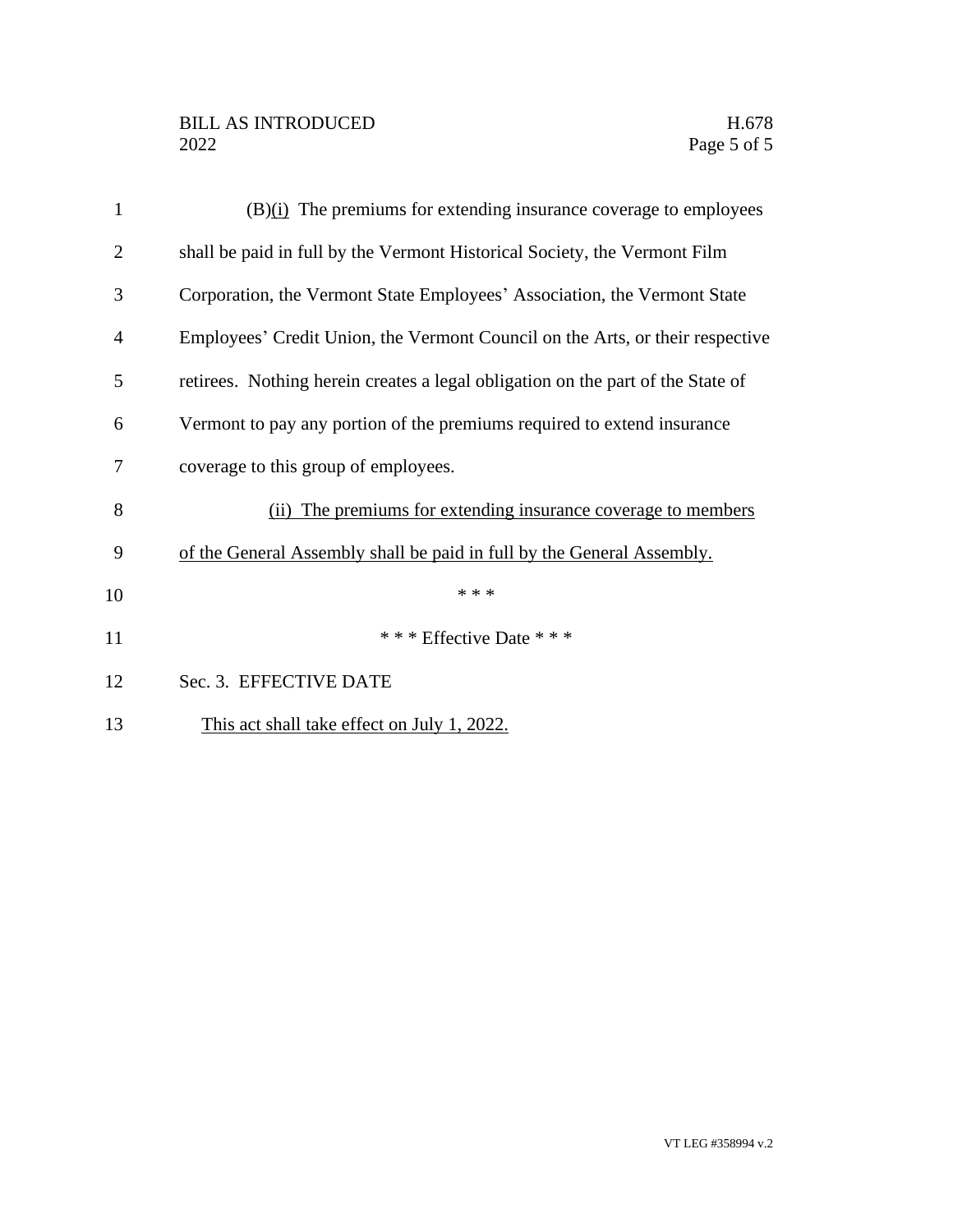(B)(i) The premiums for extending insurance coverage to employees shall be paid in full by the Vermont Historical Society, the Vermont Film Corporation, the Vermont State Employees' Association, the Vermont State Employees' Credit Union, the Vermont Council on the Arts, or their respective retirees. Nothing herein creates a legal obligation on the part of the State of Vermont to pay any portion of the premiums required to extend insurance coverage to this group of employees.

(ii) The premiums for extending insurance coverage to members of the General Assembly shall be paid in full by the General Assembly.

* * *

* * * Effective Date * * *

Sec. 3. EFFECTIVE DATE

This act shall take effect on July 1, 2022.